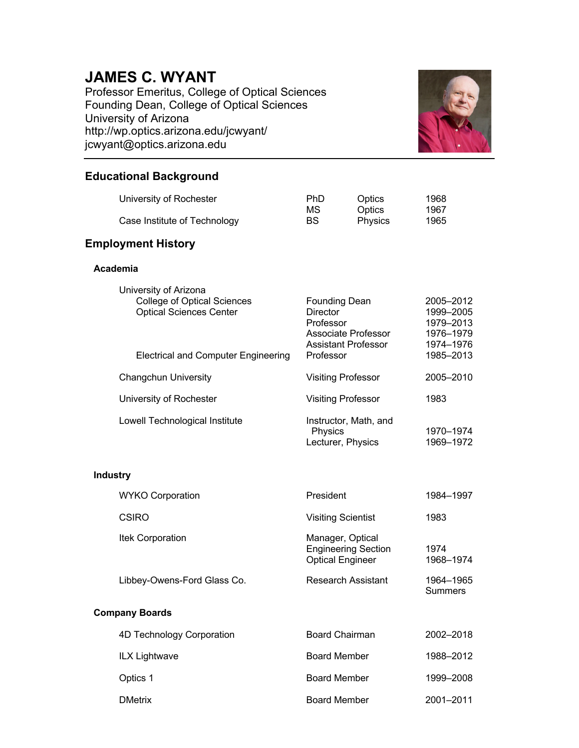# JAMES C. WYANT

Professor Emeritus, College of Optical Sciences
Founding Dean, College of Optical Sciences
University of Arizona
http://wp.optics.arizona.edu/jcwyant/
jcwyant@optics.arizona.edu

## Educational Background

| | | | |
|---|---|---|---|
| University of Rochester | PhD | Optics | 1968 |
| | MS | Optics | 1967 |
| Case Institute of Technology | BS | Physics | 1965 |

## Employment History

### Academia

| | | |
|---|---|---|
| University of Arizona | | |
| College of Optical Sciences | Founding Dean | 2005–2012 |
| Optical Sciences Center | Director | 1999–2005 |
| | Professor | 1979–2013 |
| | Associate Professor | 1976–1979 |
| | Assistant Professor | 1974–1976 |
| Electrical and Computer Engineering | Professor | 1985–2013 |
| Changchun University | Visiting Professor | 2005–2010 |
| University of Rochester | Visiting Professor | 1983 |
| Lowell Technological Institute | Instructor, Math, and Physics | 1970–1974 |
| | Lecturer, Physics | 1969–1972 |

### Industry

| | | |
|---|---|---|
| WYKO Corporation | President | 1984–1997 |
| CSIRO | Visiting Scientist | 1983 |
| Itek Corporation | Manager, Optical Engineering Section | 1974 |
| | Optical Engineer | 1968–1974 |
| Libbey-Owens-Ford Glass Co. | Research Assistant | 1964–1965 Summers |

### Company Boards

| | | |
|---|---|---|
| 4D Technology Corporation | Board Chairman | 2002–2018 |
| ILX Lightwave | Board Member | 1988–2012 |
| Optics 1 | Board Member | 1999–2008 |
| DMetrix | Board Member | 2001–2011 |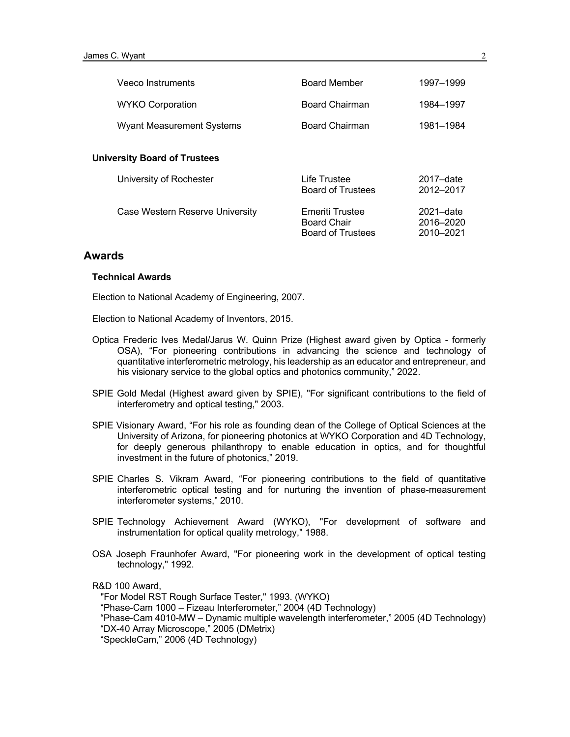| | | |
|---|---|---|
| Veeco Instruments | Board Member | 1997–1999 |
| WYKO Corporation | Board Chairman | 1984–1997 |
| Wyant Measurement Systems | Board Chairman | 1981–1984 |

### University Board of Trustees

| | | |
|---|---|---|
| University of Rochester | Life Trustee<br>Board of Trustees | 2017–date<br>2012–2017 |
| Case Western Reserve University | Emeriti Trustee<br>Board Chair<br>Board of Trustees | 2021–date<br>2016–2020<br>2010–2021 |

## Awards

### Technical Awards

Election to National Academy of Engineering, 2007.

Election to National Academy of Inventors, 2015.

Optica Frederic Ives Medal/Jarus W. Quinn Prize (Highest award given by Optica - formerly OSA), "For pioneering contributions in advancing the science and technology of quantitative interferometric metrology, his leadership as an educator and entrepreneur, and his visionary service to the global optics and photonics community," 2022.

SPIE Gold Medal (Highest award given by SPIE), "For significant contributions to the field of interferometry and optical testing," 2003.

SPIE Visionary Award, "For his role as founding dean of the College of Optical Sciences at the University of Arizona, for pioneering photonics at WYKO Corporation and 4D Technology, for deeply generous philanthropy to enable education in optics, and for thoughtful investment in the future of photonics," 2019.

SPIE Charles S. Vikram Award, "For pioneering contributions to the field of quantitative interferometric optical testing and for nurturing the invention of phase-measurement interferometer systems," 2010.

SPIE Technology Achievement Award (WYKO), "For development of software and instrumentation for optical quality metrology," 1988.

OSA Joseph Fraunhofer Award, "For pioneering work in the development of optical testing technology," 1992.

R&D 100 Award,
"For Model RST Rough Surface Tester," 1993. (WYKO)
"Phase-Cam 1000 – Fizeau Interferometer," 2004 (4D Technology)
"Phase-Cam 4010-MW – Dynamic multiple wavelength interferometer," 2005 (4D Technology)
"DX-40 Array Microscope," 2005 (DMetrix)
"SpeckleCam," 2006 (4D Technology)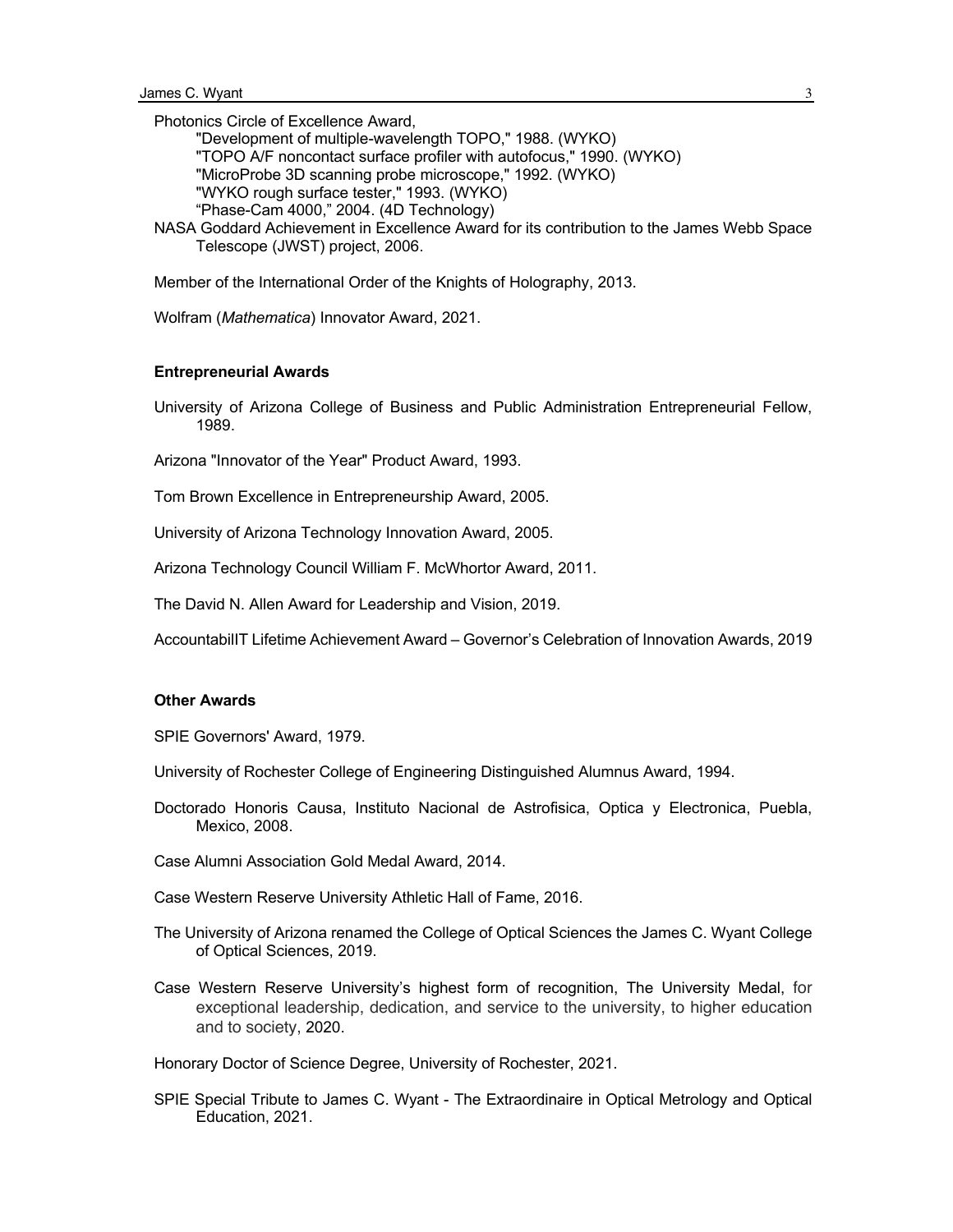Photonics Circle of Excellence Award,

- "Development of multiple-wavelength TOPO," 1988. (WYKO)
- "TOPO A/F noncontact surface profiler with autofocus," 1990. (WYKO)
- "MicroProbe 3D scanning probe microscope," 1992. (WYKO)
- "WYKO rough surface tester," 1993. (WYKO)
- "Phase-Cam 4000," 2004. (4D Technology)

NASA Goddard Achievement in Excellence Award for its contribution to the James Webb Space Telescope (JWST) project, 2006.

Member of the International Order of the Knights of Holography, 2013.

Wolfram (*Mathematica*) Innovator Award, 2021.

**Entrepreneurial Awards**

University of Arizona College of Business and Public Administration Entrepreneurial Fellow, 1989.

Arizona "Innovator of the Year" Product Award, 1993.

Tom Brown Excellence in Entrepreneurship Award, 2005.

University of Arizona Technology Innovation Award, 2005.

Arizona Technology Council William F. McWhortor Award, 2011.

The David N. Allen Award for Leadership and Vision, 2019.

AccountabilIT Lifetime Achievement Award – Governor's Celebration of Innovation Awards, 2019

**Other Awards**

SPIE Governors' Award, 1979.

University of Rochester College of Engineering Distinguished Alumnus Award, 1994.

Doctorado Honoris Causa, Instituto Nacional de Astrofisica, Optica y Electronica, Puebla, Mexico, 2008.

Case Alumni Association Gold Medal Award, 2014.

Case Western Reserve University Athletic Hall of Fame, 2016.

The University of Arizona renamed the College of Optical Sciences the James C. Wyant College of Optical Sciences, 2019.

Case Western Reserve University's highest form of recognition, The University Medal, for exceptional leadership, dedication, and service to the university, to higher education and to society, 2020.

Honorary Doctor of Science Degree, University of Rochester, 2021.

SPIE Special Tribute to James C. Wyant - The Extraordinaire in Optical Metrology and Optical Education, 2021.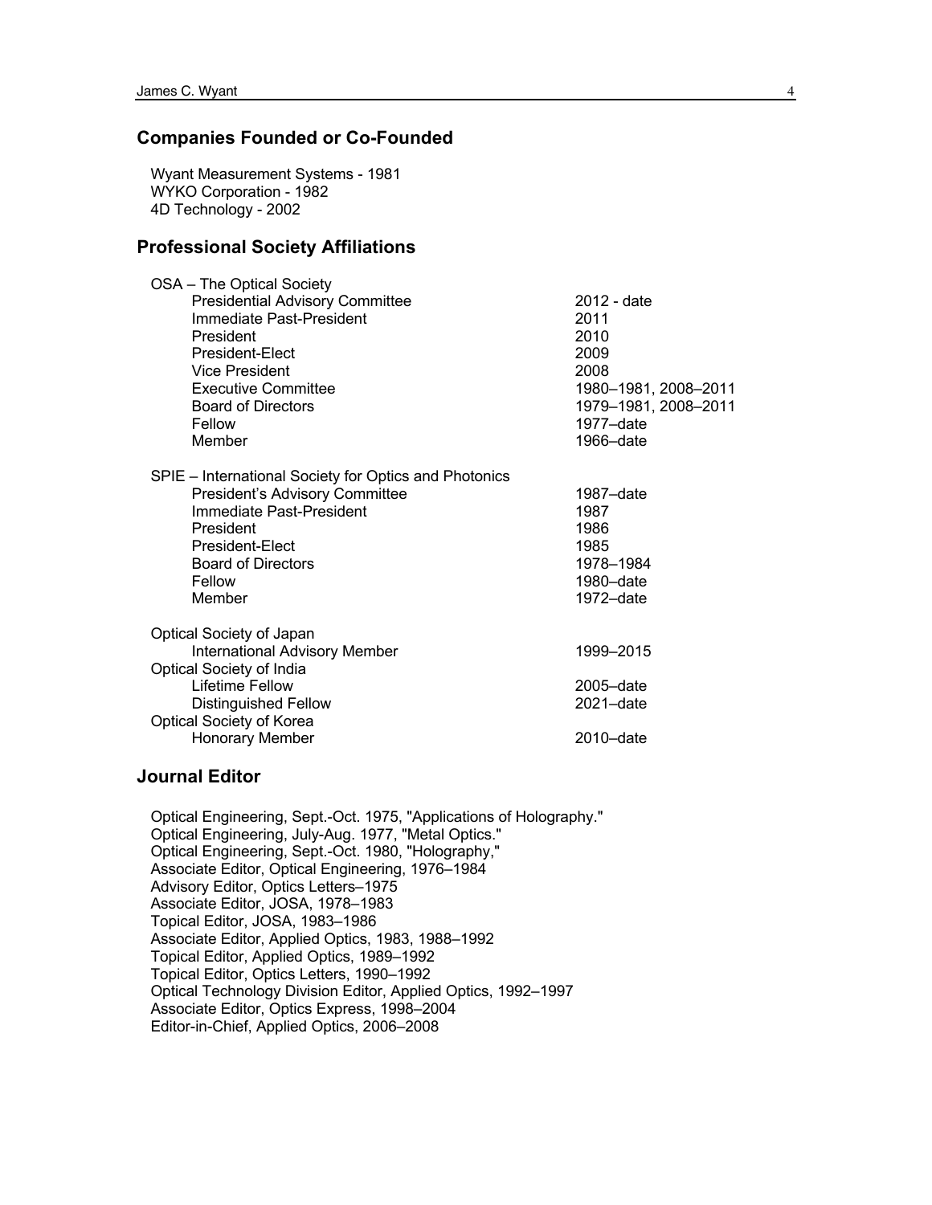## Companies Founded or Co-Founded

Wyant Measurement Systems - 1981
WYKO Corporation - 1982
4D Technology - 2002

## Professional Society Affiliations

| | |
|---|---|
| **OSA – The Optical Society** | |
| Presidential Advisory Committee | 2012 - date |
| Immediate Past-President | 2011 |
| President | 2010 |
| President-Elect | 2009 |
| Vice President | 2008 |
| Executive Committee | 1980–1981, 2008–2011 |
| Board of Directors | 1979–1981, 2008–2011 |
| Fellow | 1977–date |
| Member | 1966–date |
| **SPIE – International Society for Optics and Photonics** | |
| President's Advisory Committee | 1987–date |
| Immediate Past-President | 1987 |
| President | 1986 |
| President-Elect | 1985 |
| Board of Directors | 1978–1984 |
| Fellow | 1980–date |
| Member | 1972–date |
| **Optical Society of Japan** | |
| International Advisory Member | 1999–2015 |
| **Optical Society of India** | |
| Lifetime Fellow | 2005–date |
| Distinguished Fellow | 2021–date |
| **Optical Society of Korea** | |
| Honorary Member | 2010–date |

## Journal Editor

Optical Engineering, Sept.-Oct. 1975, "Applications of Holography."
Optical Engineering, July-Aug. 1977, "Metal Optics."
Optical Engineering, Sept.-Oct. 1980, "Holography,"
Associate Editor, Optical Engineering, 1976–1984
Advisory Editor, Optics Letters–1975
Associate Editor, JOSA, 1978–1983
Topical Editor, JOSA, 1983–1986
Associate Editor, Applied Optics, 1983, 1988–1992
Topical Editor, Applied Optics, 1989–1992
Topical Editor, Optics Letters, 1990–1992
Optical Technology Division Editor, Applied Optics, 1992–1997
Associate Editor, Optics Express, 1998–2004
Editor-in-Chief, Applied Optics, 2006–2008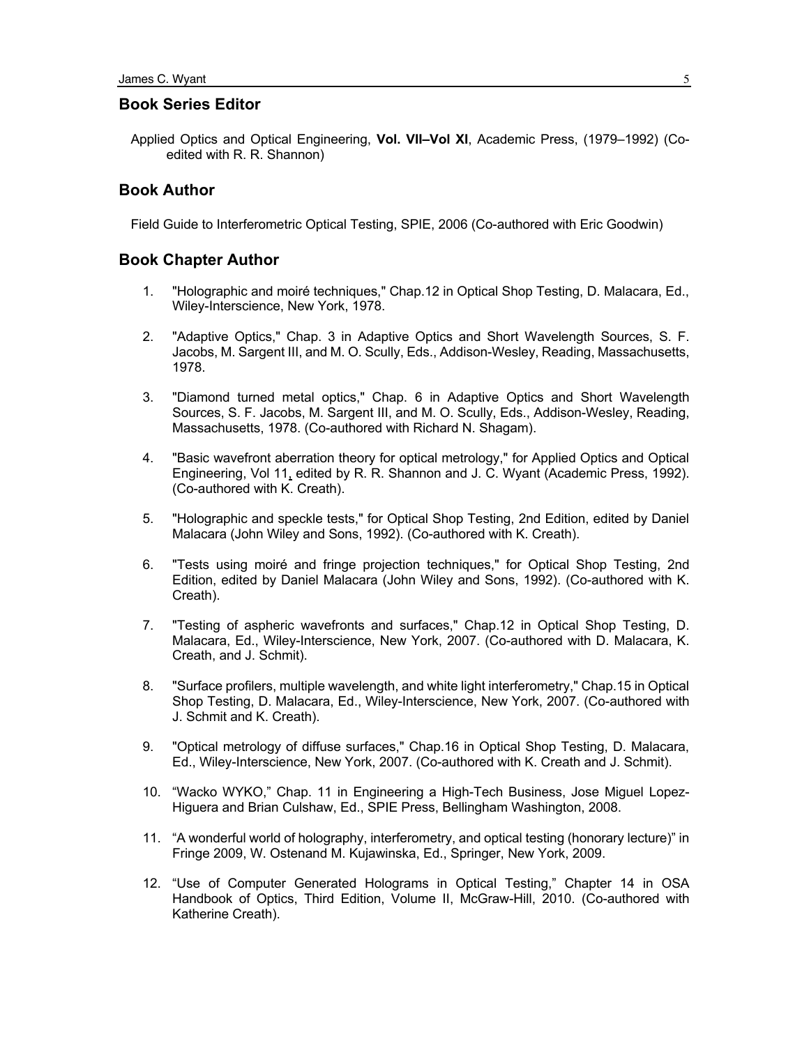## Book Series Editor

Applied Optics and Optical Engineering, **Vol. VII–Vol XI**, Academic Press, (1979–1992) (Co-edited with R. R. Shannon)

## Book Author

Field Guide to Interferometric Optical Testing, SPIE, 2006 (Co-authored with Eric Goodwin)

## Book Chapter Author

1. "Holographic and moiré techniques," Chap.12 in Optical Shop Testing, D. Malacara, Ed., Wiley-Interscience, New York, 1978.

2. "Adaptive Optics," Chap. 3 in Adaptive Optics and Short Wavelength Sources, S. F. Jacobs, M. Sargent III, and M. O. Scully, Eds., Addison-Wesley, Reading, Massachusetts, 1978.

3. "Diamond turned metal optics," Chap. 6 in Adaptive Optics and Short Wavelength Sources, S. F. Jacobs, M. Sargent III, and M. O. Scully, Eds., Addison-Wesley, Reading, Massachusetts, 1978. (Co-authored with Richard N. Shagam).

4. "Basic wavefront aberration theory for optical metrology," for Applied Optics and Optical Engineering, Vol 11, edited by R. R. Shannon and J. C. Wyant (Academic Press, 1992). (Co-authored with K. Creath).

5. "Holographic and speckle tests," for Optical Shop Testing, 2nd Edition, edited by Daniel Malacara (John Wiley and Sons, 1992). (Co-authored with K. Creath).

6. "Tests using moiré and fringe projection techniques," for Optical Shop Testing, 2nd Edition, edited by Daniel Malacara (John Wiley and Sons, 1992). (Co-authored with K. Creath).

7. "Testing of aspheric wavefronts and surfaces," Chap.12 in Optical Shop Testing, D. Malacara, Ed., Wiley-Interscience, New York, 2007. (Co-authored with D. Malacara, K. Creath, and J. Schmit).

8. "Surface profilers, multiple wavelength, and white light interferometry," Chap.15 in Optical Shop Testing, D. Malacara, Ed., Wiley-Interscience, New York, 2007. (Co-authored with J. Schmit and K. Creath).

9. "Optical metrology of diffuse surfaces," Chap.16 in Optical Shop Testing, D. Malacara, Ed., Wiley-Interscience, New York, 2007. (Co-authored with K. Creath and J. Schmit).

10. "Wacko WYKO," Chap. 11 in Engineering a High-Tech Business, Jose Miguel Lopez-Higuera and Brian Culshaw, Ed., SPIE Press, Bellingham Washington, 2008.

11. "A wonderful world of holography, interferometry, and optical testing (honorary lecture)" in Fringe 2009, W. Ostenand M. Kujawinska, Ed., Springer, New York, 2009.

12. "Use of Computer Generated Holograms in Optical Testing," Chapter 14 in OSA Handbook of Optics, Third Edition, Volume II, McGraw-Hill, 2010. (Co-authored with Katherine Creath).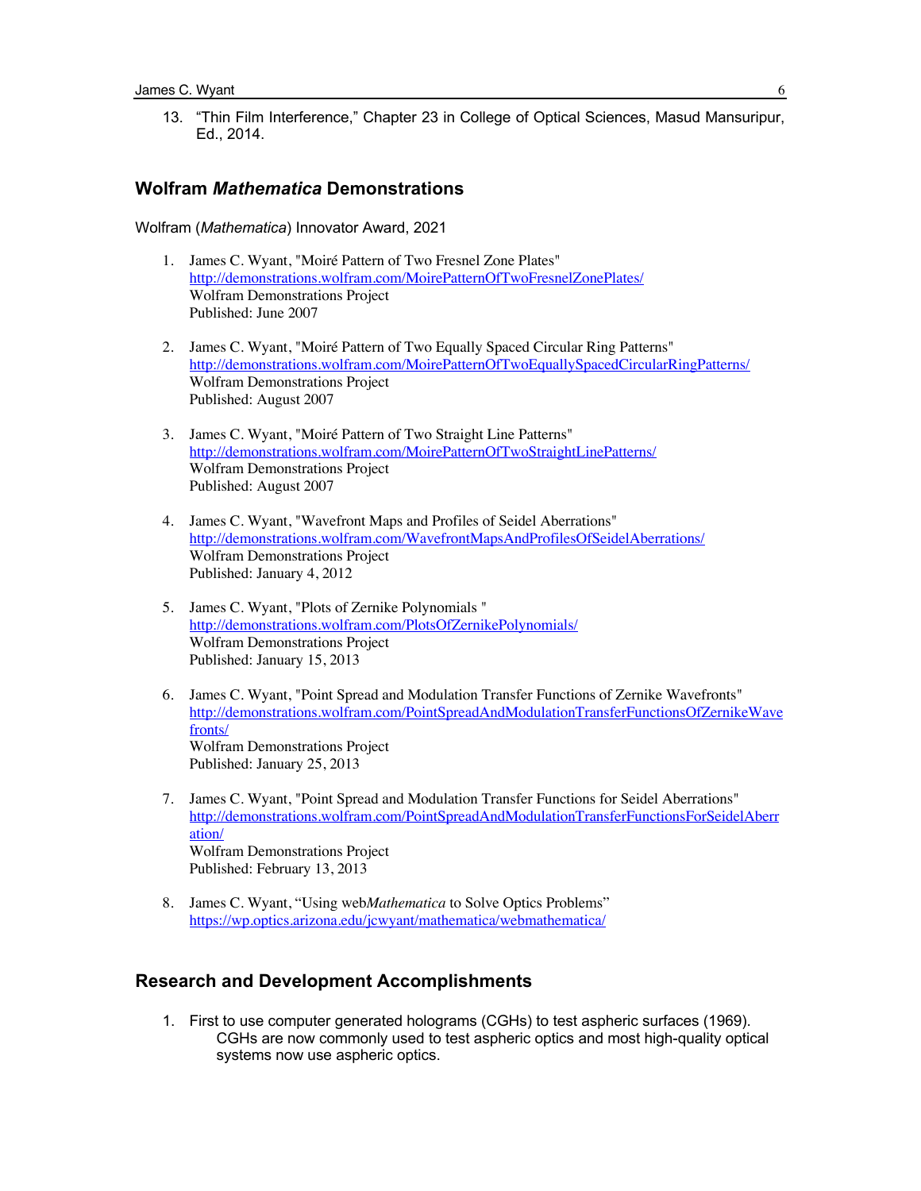13. "Thin Film Interference," Chapter 23 in College of Optical Sciences, Masud Mansuripur, Ed., 2014.

## Wolfram *Mathematica* Demonstrations

Wolfram (*Mathematica*) Innovator Award, 2021

1. James C. Wyant, "Moiré Pattern of Two Fresnel Zone Plates"
   http://demonstrations.wolfram.com/MoirePatternOfTwoFresnelZonePlates/
   Wolfram Demonstrations Project
   Published: June 2007

2. James C. Wyant, "Moiré Pattern of Two Equally Spaced Circular Ring Patterns"
   http://demonstrations.wolfram.com/MoirePatternOfTwoEquallySpacedCircularRingPatterns/
   Wolfram Demonstrations Project
   Published: August 2007

3. James C. Wyant, "Moiré Pattern of Two Straight Line Patterns"
   http://demonstrations.wolfram.com/MoirePatternOfTwoStraightLinePatterns/
   Wolfram Demonstrations Project
   Published: August 2007

4. James C. Wyant, "Wavefront Maps and Profiles of Seidel Aberrations"
   http://demonstrations.wolfram.com/WavefrontMapsAndProfilesOfSeidelAberrations/
   Wolfram Demonstrations Project
   Published: January 4, 2012

5. James C. Wyant, "Plots of Zernike Polynomials "
   http://demonstrations.wolfram.com/PlotsOfZernikePolynomials/
   Wolfram Demonstrations Project
   Published: January 15, 2013

6. James C. Wyant, "Point Spread and Modulation Transfer Functions of Zernike Wavefronts"
   http://demonstrations.wolfram.com/PointSpreadAndModulationTransferFunctionsOfZernikeWavefronts/
   Wolfram Demonstrations Project
   Published: January 25, 2013

7. James C. Wyant, "Point Spread and Modulation Transfer Functions for Seidel Aberrations"
   http://demonstrations.wolfram.com/PointSpreadAndModulationTransferFunctionsForSeidelAberration/
   Wolfram Demonstrations Project
   Published: February 13, 2013

8. James C. Wyant, "Using web*Mathematica* to Solve Optics Problems"
   https://wp.optics.arizona.edu/jcwyant/mathematica/webmathematica/

## Research and Development Accomplishments

1. First to use computer generated holograms (CGHs) to test aspheric surfaces (1969). CGHs are now commonly used to test aspheric optics and most high-quality optical systems now use aspheric optics.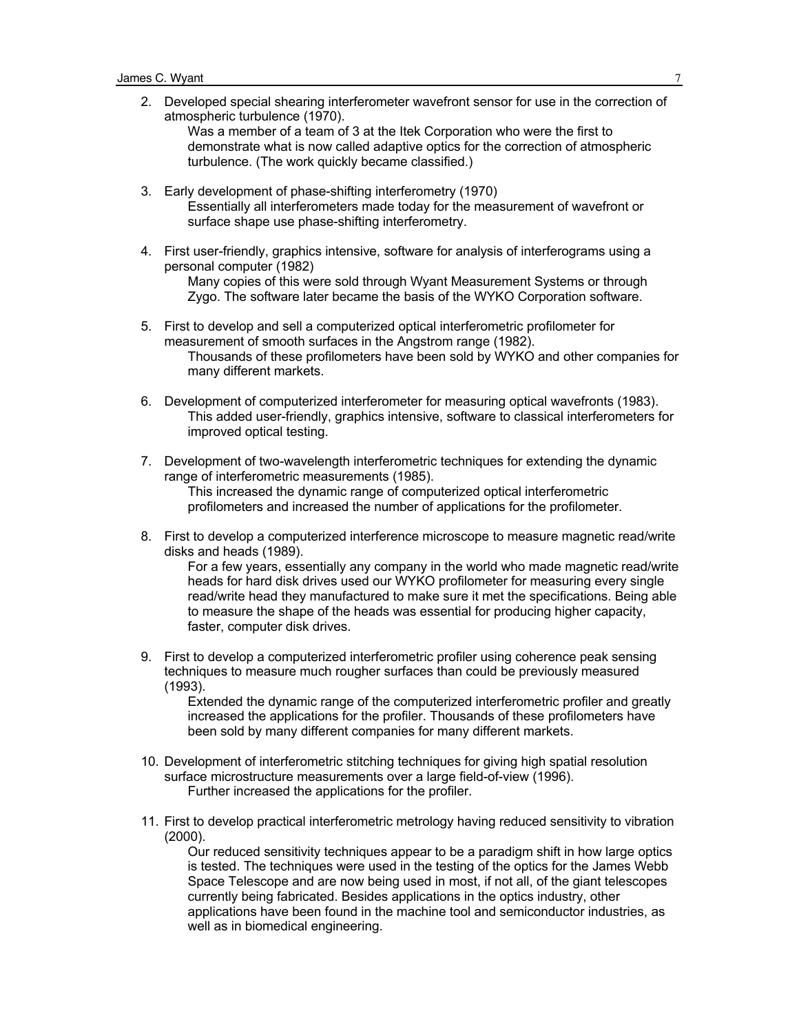2. Developed special shearing interferometer wavefront sensor for use in the correction of atmospheric turbulence (1970).
   Was a member of a team of 3 at the Itek Corporation who were the first to demonstrate what is now called adaptive optics for the correction of atmospheric turbulence. (The work quickly became classified.)

3. Early development of phase-shifting interferometry (1970)
   Essentially all interferometers made today for the measurement of wavefront or surface shape use phase-shifting interferometry.

4. First user-friendly, graphics intensive, software for analysis of interferograms using a personal computer (1982)
   Many copies of this were sold through Wyant Measurement Systems or through Zygo. The software later became the basis of the WYKO Corporation software.

5. First to develop and sell a computerized optical interferometric profilometer for measurement of smooth surfaces in the Angstrom range (1982).
   Thousands of these profilometers have been sold by WYKO and other companies for many different markets.

6. Development of computerized interferometer for measuring optical wavefronts (1983).
   This added user-friendly, graphics intensive, software to classical interferometers for improved optical testing.

7. Development of two-wavelength interferometric techniques for extending the dynamic range of interferometric measurements (1985).
   This increased the dynamic range of computerized optical interferometric profilometers and increased the number of applications for the profilometer.

8. First to develop a computerized interference microscope to measure magnetic read/write disks and heads (1989).
   For a few years, essentially any company in the world who made magnetic read/write heads for hard disk drives used our WYKO profilometer for measuring every single read/write head they manufactured to make sure it met the specifications. Being able to measure the shape of the heads was essential for producing higher capacity, faster, computer disk drives.

9. First to develop a computerized interferometric profiler using coherence peak sensing techniques to measure much rougher surfaces than could be previously measured (1993).
   Extended the dynamic range of the computerized interferometric profiler and greatly increased the applications for the profiler. Thousands of these profilometers have been sold by many different companies for many different markets.

10. Development of interferometric stitching techniques for giving high spatial resolution surface microstructure measurements over a large field-of-view (1996).
    Further increased the applications for the profiler.

11. First to develop practical interferometric metrology having reduced sensitivity to vibration (2000).
    Our reduced sensitivity techniques appear to be a paradigm shift in how large optics is tested. The techniques were used in the testing of the optics for the James Webb Space Telescope and are now being used in most, if not all, of the giant telescopes currently being fabricated. Besides applications in the optics industry, other applications have been found in the machine tool and semiconductor industries, as well as in biomedical engineering.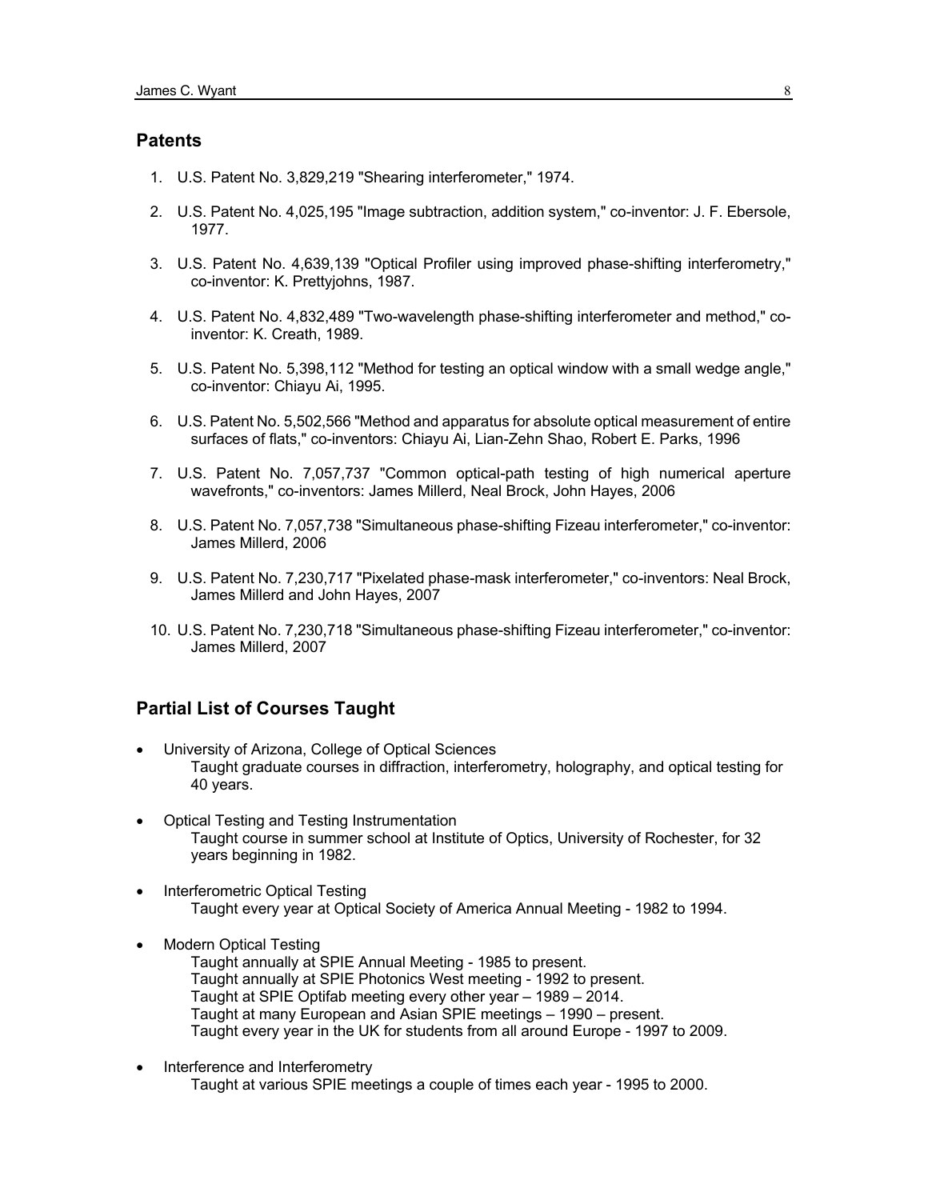## Patents

1. U.S. Patent No. 3,829,219 "Shearing interferometer," 1974.
2. U.S. Patent No. 4,025,195 "Image subtraction, addition system," co-inventor: J. F. Ebersole, 1977.
3. U.S. Patent No. 4,639,139 "Optical Profiler using improved phase-shifting interferometry," co-inventor: K. Prettyjohns, 1987.
4. U.S. Patent No. 4,832,489 "Two-wavelength phase-shifting interferometer and method," co-inventor: K. Creath, 1989.
5. U.S. Patent No. 5,398,112 "Method for testing an optical window with a small wedge angle," co-inventor: Chiayu Ai, 1995.
6. U.S. Patent No. 5,502,566 "Method and apparatus for absolute optical measurement of entire surfaces of flats," co-inventors: Chiayu Ai, Lian-Zehn Shao, Robert E. Parks, 1996
7. U.S. Patent No. 7,057,737 "Common optical-path testing of high numerical aperture wavefronts," co-inventors: James Millerd, Neal Brock, John Hayes, 2006
8. U.S. Patent No. 7,057,738 "Simultaneous phase-shifting Fizeau interferometer," co-inventor: James Millerd, 2006
9. U.S. Patent No. 7,230,717 "Pixelated phase-mask interferometer," co-inventors: Neal Brock, James Millerd and John Hayes, 2007
10. U.S. Patent No. 7,230,718 "Simultaneous phase-shifting Fizeau interferometer," co-inventor: James Millerd, 2007

## Partial List of Courses Taught

- University of Arizona, College of Optical Sciences
  Taught graduate courses in diffraction, interferometry, holography, and optical testing for 40 years.
- Optical Testing and Testing Instrumentation
  Taught course in summer school at Institute of Optics, University of Rochester, for 32 years beginning in 1982.
- Interferometric Optical Testing
  Taught every year at Optical Society of America Annual Meeting - 1982 to 1994.
- Modern Optical Testing
  Taught annually at SPIE Annual Meeting - 1985 to present.
  Taught annually at SPIE Photonics West meeting - 1992 to present.
  Taught at SPIE Optifab meeting every other year – 1989 – 2014.
  Taught at many European and Asian SPIE meetings – 1990 – present.
  Taught every year in the UK for students from all around Europe - 1997 to 2009.
- Interference and Interferometry
  Taught at various SPIE meetings a couple of times each year - 1995 to 2000.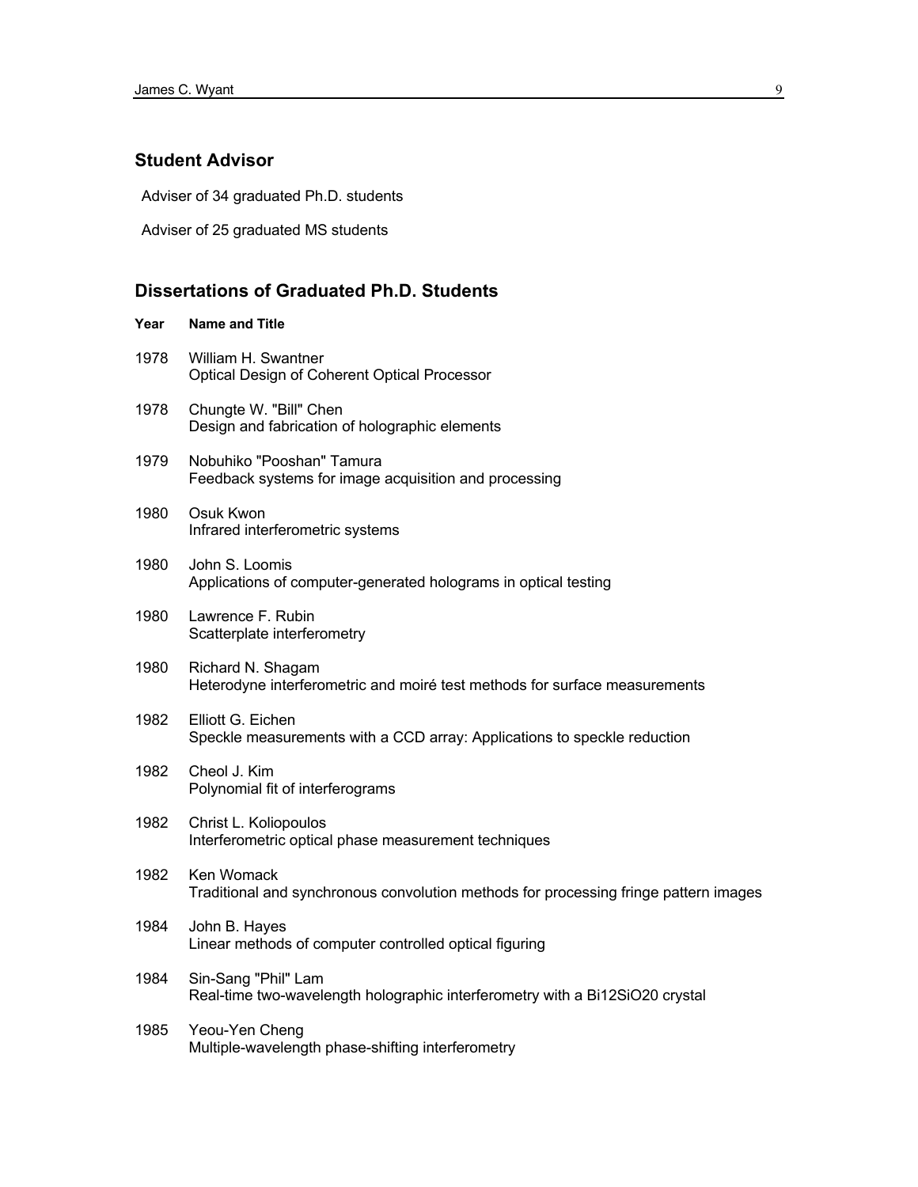## Student Advisor

Adviser of 34 graduated Ph.D. students

Adviser of 25 graduated MS students

## Dissertations of Graduated Ph.D. Students

| Year | Name and Title |
|---|---|
| 1978 | William H. Swantner<br>Optical Design of Coherent Optical Processor |
| 1978 | Chungte W. "Bill" Chen<br>Design and fabrication of holographic elements |
| 1979 | Nobuhiko "Pooshan" Tamura<br>Feedback systems for image acquisition and processing |
| 1980 | Osuk Kwon<br>Infrared interferometric systems |
| 1980 | John S. Loomis<br>Applications of computer-generated holograms in optical testing |
| 1980 | Lawrence F. Rubin<br>Scatterplate interferometry |
| 1980 | Richard N. Shagam<br>Heterodyne interferometric and moiré test methods for surface measurements |
| 1982 | Elliott G. Eichen<br>Speckle measurements with a CCD array: Applications to speckle reduction |
| 1982 | Cheol J. Kim<br>Polynomial fit of interferograms |
| 1982 | Christ L. Koliopoulos<br>Interferometric optical phase measurement techniques |
| 1982 | Ken Womack<br>Traditional and synchronous convolution methods for processing fringe pattern images |
| 1984 | John B. Hayes<br>Linear methods of computer controlled optical figuring |
| 1984 | Sin-Sang "Phil" Lam<br>Real-time two-wavelength holographic interferometry with a $Bi_{12}SiO_{20}$ crystal |
| 1985 | Yeou-Yen Cheng<br>Multiple-wavelength phase-shifting interferometry |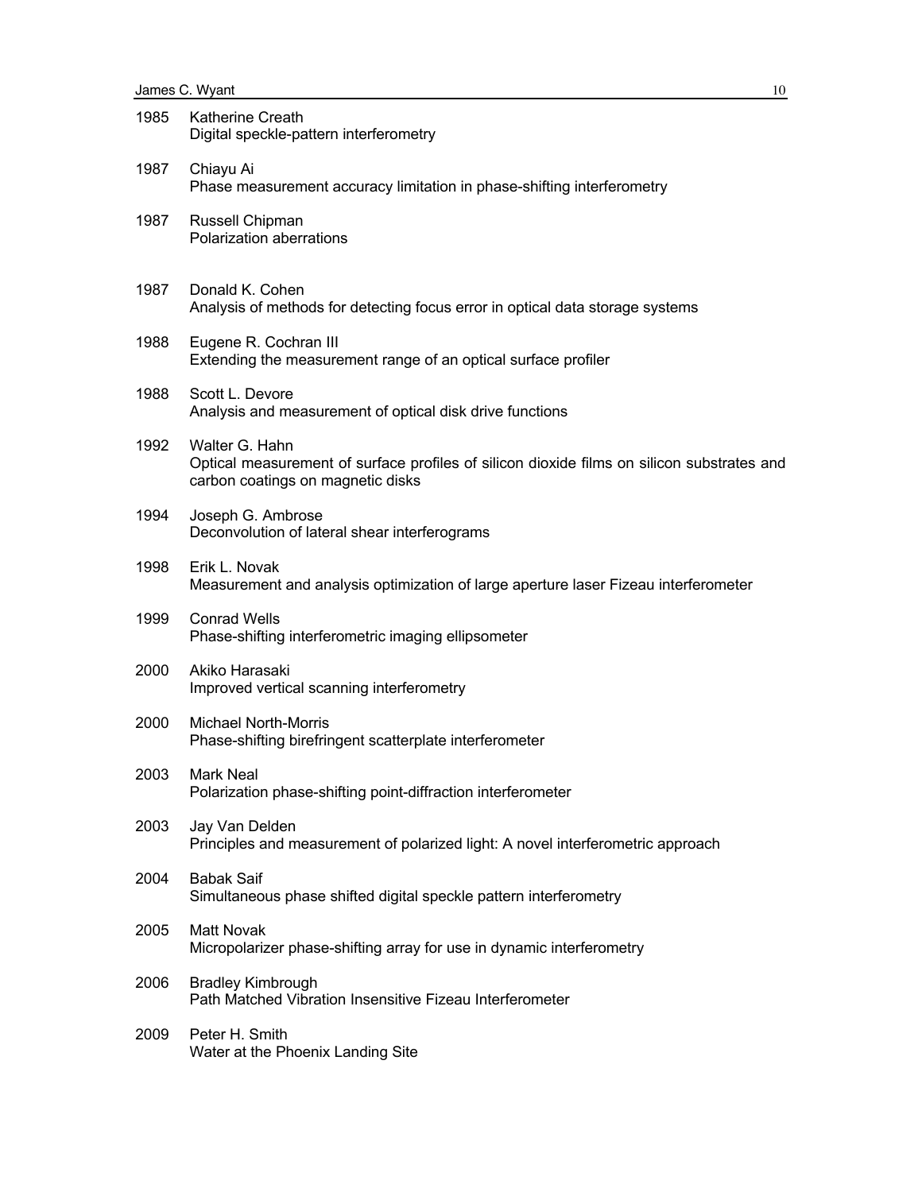1985 Katherine Creath
Digital speckle-pattern interferometry

1987 Chiayu Ai
Phase measurement accuracy limitation in phase-shifting interferometry

1987 Russell Chipman
Polarization aberrations

1987 Donald K. Cohen
Analysis of methods for detecting focus error in optical data storage systems

1988 Eugene R. Cochran III
Extending the measurement range of an optical surface profiler

1988 Scott L. Devore
Analysis and measurement of optical disk drive functions

1992 Walter G. Hahn
Optical measurement of surface profiles of silicon dioxide films on silicon substrates and carbon coatings on magnetic disks

1994 Joseph G. Ambrose
Deconvolution of lateral shear interferograms

1998 Erik L. Novak
Measurement and analysis optimization of large aperture laser Fizeau interferometer

1999 Conrad Wells
Phase-shifting interferometric imaging ellipsometer

2000 Akiko Harasaki
Improved vertical scanning interferometry

2000 Michael North-Morris
Phase-shifting birefringent scatterplate interferometer

2003 Mark Neal
Polarization phase-shifting point-diffraction interferometer

2003 Jay Van Delden
Principles and measurement of polarized light: A novel interferometric approach

2004 Babak Saif
Simultaneous phase shifted digital speckle pattern interferometry

2005 Matt Novak
Micropolarizer phase-shifting array for use in dynamic interferometry

2006 Bradley Kimbrough
Path Matched Vibration Insensitive Fizeau Interferometer

2009 Peter H. Smith
Water at the Phoenix Landing Site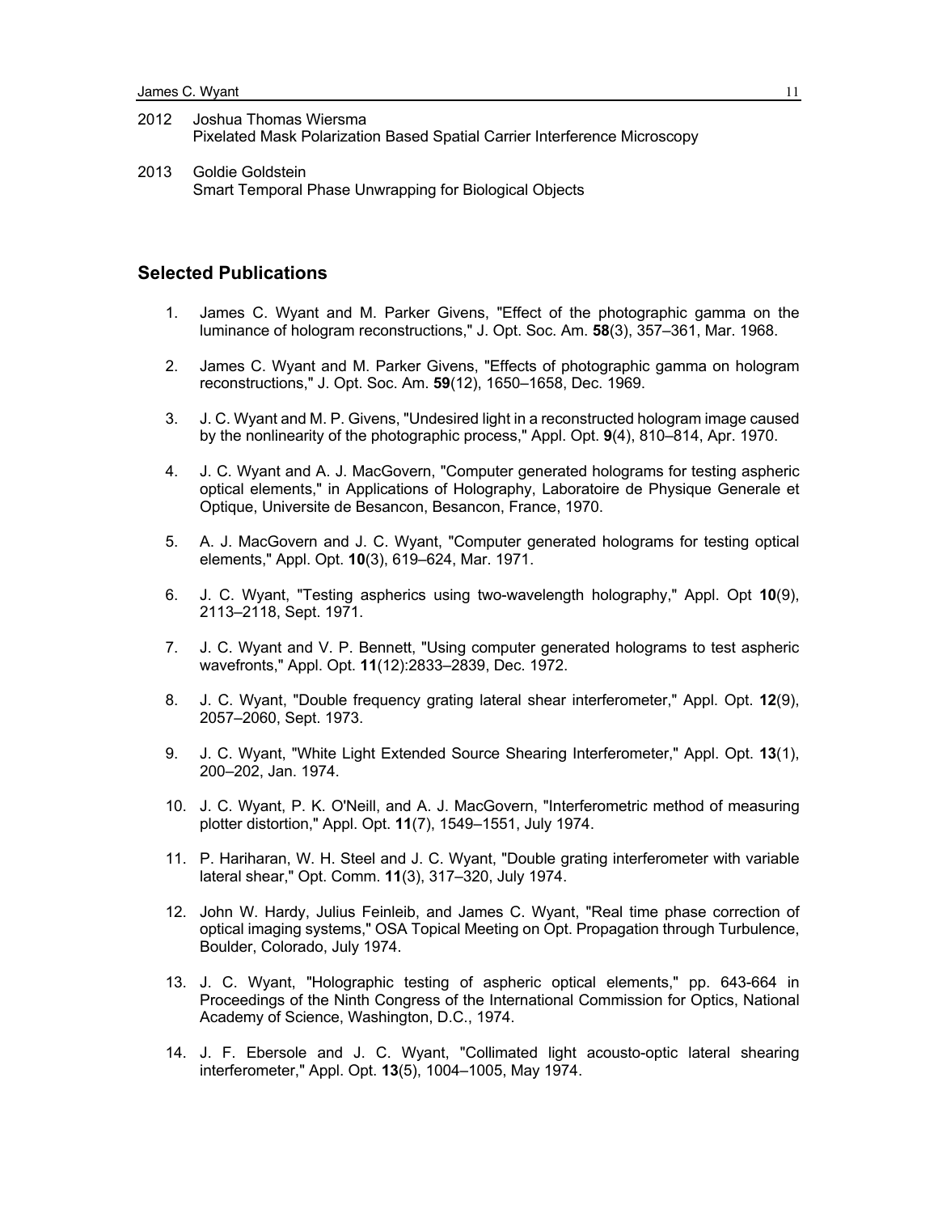2012 Joshua Thomas Wiersma
Pixelated Mask Polarization Based Spatial Carrier Interference Microscopy

2013 Goldie Goldstein
Smart Temporal Phase Unwrapping for Biological Objects

## Selected Publications

1. James C. Wyant and M. Parker Givens, "Effect of the photographic gamma on the luminance of hologram reconstructions," J. Opt. Soc. Am. **58**(3), 357–361, Mar. 1968.

2. James C. Wyant and M. Parker Givens, "Effects of photographic gamma on hologram reconstructions," J. Opt. Soc. Am. **59**(12), 1650–1658, Dec. 1969.

3. J. C. Wyant and M. P. Givens, "Undesired light in a reconstructed hologram image caused by the nonlinearity of the photographic process," Appl. Opt. **9**(4), 810–814, Apr. 1970.

4. J. C. Wyant and A. J. MacGovern, "Computer generated holograms for testing aspheric optical elements," in Applications of Holography, Laboratoire de Physique Generale et Optique, Universite de Besancon, Besancon, France, 1970.

5. A. J. MacGovern and J. C. Wyant, "Computer generated holograms for testing optical elements," Appl. Opt. **10**(3), 619–624, Mar. 1971.

6. J. C. Wyant, "Testing aspherics using two-wavelength holography," Appl. Opt **10**(9), 2113–2118, Sept. 1971.

7. J. C. Wyant and V. P. Bennett, "Using computer generated holograms to test aspheric wavefronts," Appl. Opt. **11**(12):2833–2839, Dec. 1972.

8. J. C. Wyant, "Double frequency grating lateral shear interferometer," Appl. Opt. **12**(9), 2057–2060, Sept. 1973.

9. J. C. Wyant, "White Light Extended Source Shearing Interferometer," Appl. Opt. **13**(1), 200–202, Jan. 1974.

10. J. C. Wyant, P. K. O'Neill, and A. J. MacGovern, "Interferometric method of measuring plotter distortion," Appl. Opt. **11**(7), 1549–1551, July 1974.

11. P. Hariharan, W. H. Steel and J. C. Wyant, "Double grating interferometer with variable lateral shear," Opt. Comm. **11**(3), 317–320, July 1974.

12. John W. Hardy, Julius Feinleib, and James C. Wyant, "Real time phase correction of optical imaging systems," OSA Topical Meeting on Opt. Propagation through Turbulence, Boulder, Colorado, July 1974.

13. J. C. Wyant, "Holographic testing of aspheric optical elements," pp. 643-664 in Proceedings of the Ninth Congress of the International Commission for Optics, National Academy of Science, Washington, D.C., 1974.

14. J. F. Ebersole and J. C. Wyant, "Collimated light acousto-optic lateral shearing interferometer," Appl. Opt. **13**(5), 1004–1005, May 1974.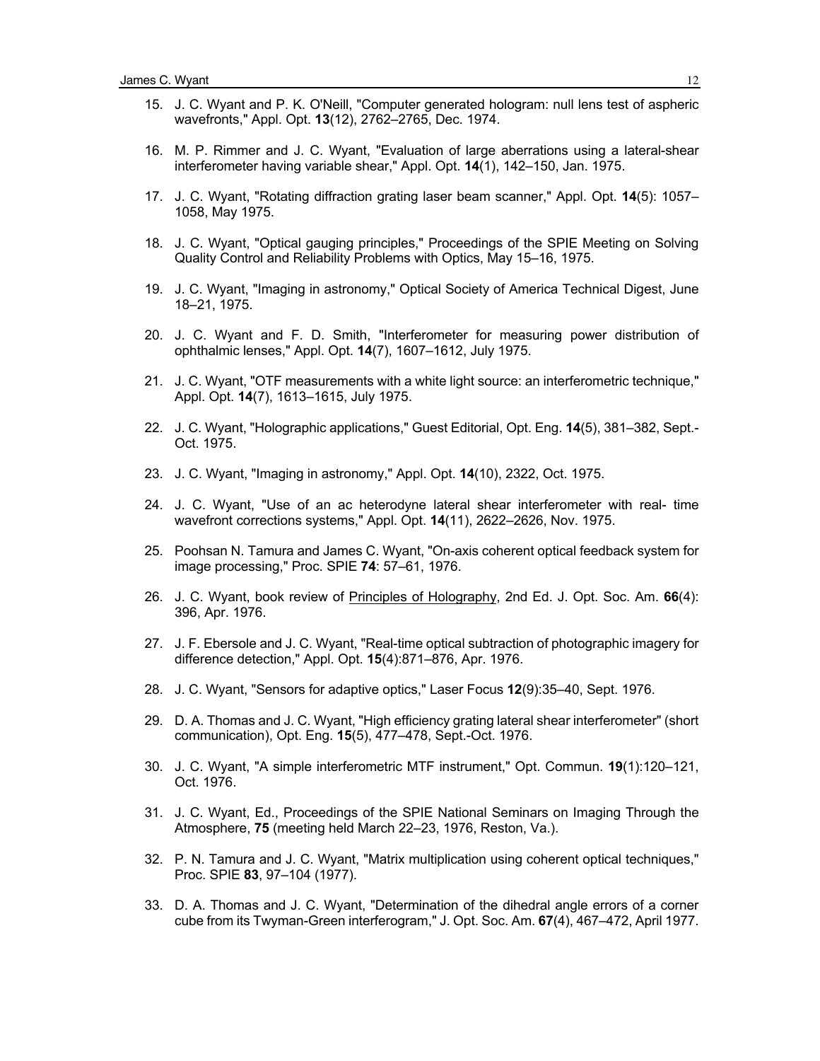15. J. C. Wyant and P. K. O'Neill, "Computer generated hologram: null lens test of aspheric wavefronts," Appl. Opt. **13**(12), 2762–2765, Dec. 1974.

16. M. P. Rimmer and J. C. Wyant, "Evaluation of large aberrations using a lateral-shear interferometer having variable shear," Appl. Opt. **14**(1), 142–150, Jan. 1975.

17. J. C. Wyant, "Rotating diffraction grating laser beam scanner," Appl. Opt. **14**(5): 1057–1058, May 1975.

18. J. C. Wyant, "Optical gauging principles," Proceedings of the SPIE Meeting on Solving Quality Control and Reliability Problems with Optics, May 15–16, 1975.

19. J. C. Wyant, "Imaging in astronomy," Optical Society of America Technical Digest, June 18–21, 1975.

20. J. C. Wyant and F. D. Smith, "Interferometer for measuring power distribution of ophthalmic lenses," Appl. Opt. **14**(7), 1607–1612, July 1975.

21. J. C. Wyant, "OTF measurements with a white light source: an interferometric technique," Appl. Opt. **14**(7), 1613–1615, July 1975.

22. J. C. Wyant, "Holographic applications," Guest Editorial, Opt. Eng. **14**(5), 381–382, Sept.-Oct. 1975.

23. J. C. Wyant, "Imaging in astronomy," Appl. Opt. **14**(10), 2322, Oct. 1975.

24. J. C. Wyant, "Use of an ac heterodyne lateral shear interferometer with real- time wavefront corrections systems," Appl. Opt. **14**(11), 2622–2626, Nov. 1975.

25. Poohsan N. Tamura and James C. Wyant, "On-axis coherent optical feedback system for image processing," Proc. SPIE **74**: 57–61, 1976.

26. J. C. Wyant, book review of Principles of Holography, 2nd Ed. J. Opt. Soc. Am. **66**(4): 396, Apr. 1976.

27. J. F. Ebersole and J. C. Wyant, "Real-time optical subtraction of photographic imagery for difference detection," Appl. Opt. **15**(4):871–876, Apr. 1976.

28. J. C. Wyant, "Sensors for adaptive optics," Laser Focus **12**(9):35–40, Sept. 1976.

29. D. A. Thomas and J. C. Wyant, "High efficiency grating lateral shear interferometer" (short communication), Opt. Eng. **15**(5), 477–478, Sept.-Oct. 1976.

30. J. C. Wyant, "A simple interferometric MTF instrument," Opt. Commun. **19**(1):120–121, Oct. 1976.

31. J. C. Wyant, Ed., Proceedings of the SPIE National Seminars on Imaging Through the Atmosphere, **75** (meeting held March 22–23, 1976, Reston, Va.).

32. P. N. Tamura and J. C. Wyant, "Matrix multiplication using coherent optical techniques," Proc. SPIE **83**, 97–104 (1977).

33. D. A. Thomas and J. C. Wyant, "Determination of the dihedral angle errors of a corner cube from its Twyman-Green interferogram," J. Opt. Soc. Am. **67**(4), 467–472, April 1977.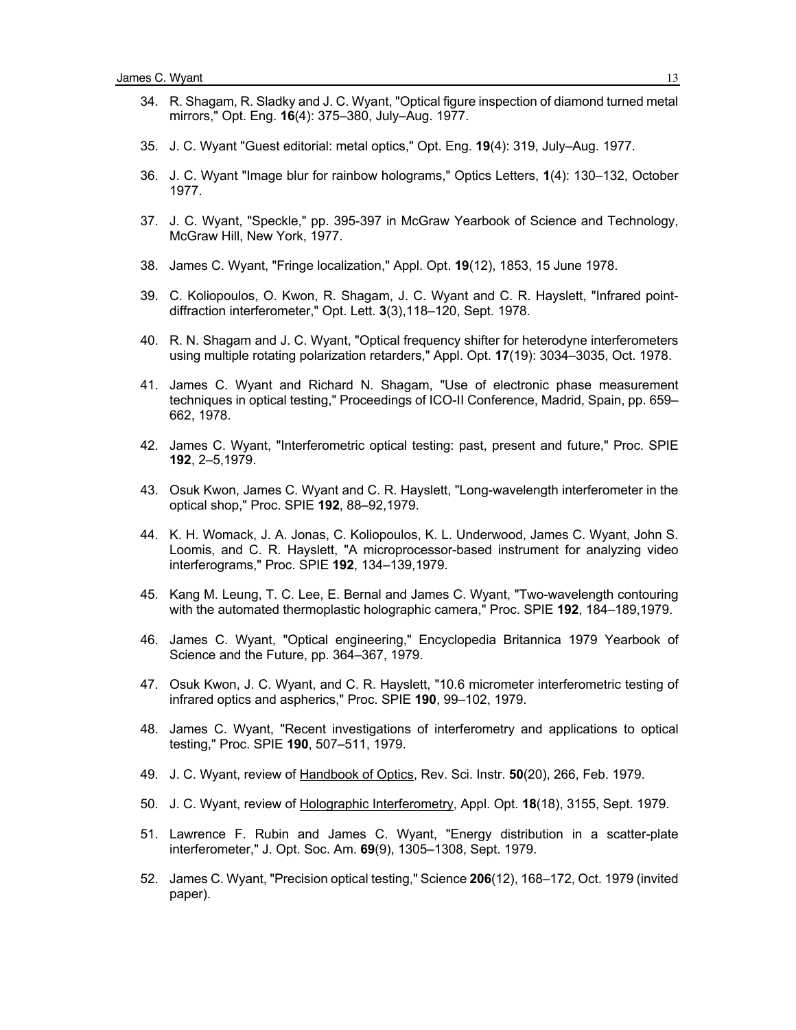34. R. Shagam, R. Sladky and J. C. Wyant, "Optical figure inspection of diamond turned metal mirrors," Opt. Eng. **16**(4): 375–380, July–Aug. 1977.

35. J. C. Wyant "Guest editorial: metal optics," Opt. Eng. **19**(4): 319, July–Aug. 1977.

36. J. C. Wyant "Image blur for rainbow holograms," Optics Letters, **1**(4): 130–132, October 1977.

37. J. C. Wyant, "Speckle," pp. 395-397 in McGraw Yearbook of Science and Technology, McGraw Hill, New York, 1977.

38. James C. Wyant, "Fringe localization," Appl. Opt. **19**(12), 1853, 15 June 1978.

39. C. Koliopoulos, O. Kwon, R. Shagam, J. C. Wyant and C. R. Hayslett, "Infrared point-diffraction interferometer," Opt. Lett. **3**(3),118–120, Sept. 1978.

40. R. N. Shagam and J. C. Wyant, "Optical frequency shifter for heterodyne interferometers using multiple rotating polarization retarders," Appl. Opt. **17**(19): 3034–3035, Oct. 1978.

41. James C. Wyant and Richard N. Shagam, "Use of electronic phase measurement techniques in optical testing," Proceedings of ICO-II Conference, Madrid, Spain, pp. 659–662, 1978.

42. James C. Wyant, "Interferometric optical testing: past, present and future," Proc. SPIE **192**, 2–5,1979.

43. Osuk Kwon, James C. Wyant and C. R. Hayslett, "Long-wavelength interferometer in the optical shop," Proc. SPIE **192**, 88–92,1979.

44. K. H. Womack, J. A. Jonas, C. Koliopoulos, K. L. Underwood, James C. Wyant, John S. Loomis, and C. R. Hayslett, "A microprocessor-based instrument for analyzing video interferograms," Proc. SPIE **192**, 134–139,1979.

45. Kang M. Leung, T. C. Lee, E. Bernal and James C. Wyant, "Two-wavelength contouring with the automated thermoplastic holographic camera," Proc. SPIE **192**, 184–189,1979.

46. James C. Wyant, "Optical engineering," Encyclopedia Britannica 1979 Yearbook of Science and the Future, pp. 364–367, 1979.

47. Osuk Kwon, J. C. Wyant, and C. R. Hayslett, "10.6 micrometer interferometric testing of infrared optics and aspherics," Proc. SPIE **190**, 99–102, 1979.

48. James C. Wyant, "Recent investigations of interferometry and applications to optical testing," Proc. SPIE **190**, 507–511, 1979.

49. J. C. Wyant, review of Handbook of Optics, Rev. Sci. Instr. **50**(20), 266, Feb. 1979.

50. J. C. Wyant, review of Holographic Interferometry, Appl. Opt. **18**(18), 3155, Sept. 1979.

51. Lawrence F. Rubin and James C. Wyant, "Energy distribution in a scatter-plate interferometer," J. Opt. Soc. Am. **69**(9), 1305–1308, Sept. 1979.

52. James C. Wyant, "Precision optical testing," Science **206**(12), 168–172, Oct. 1979 (invited paper).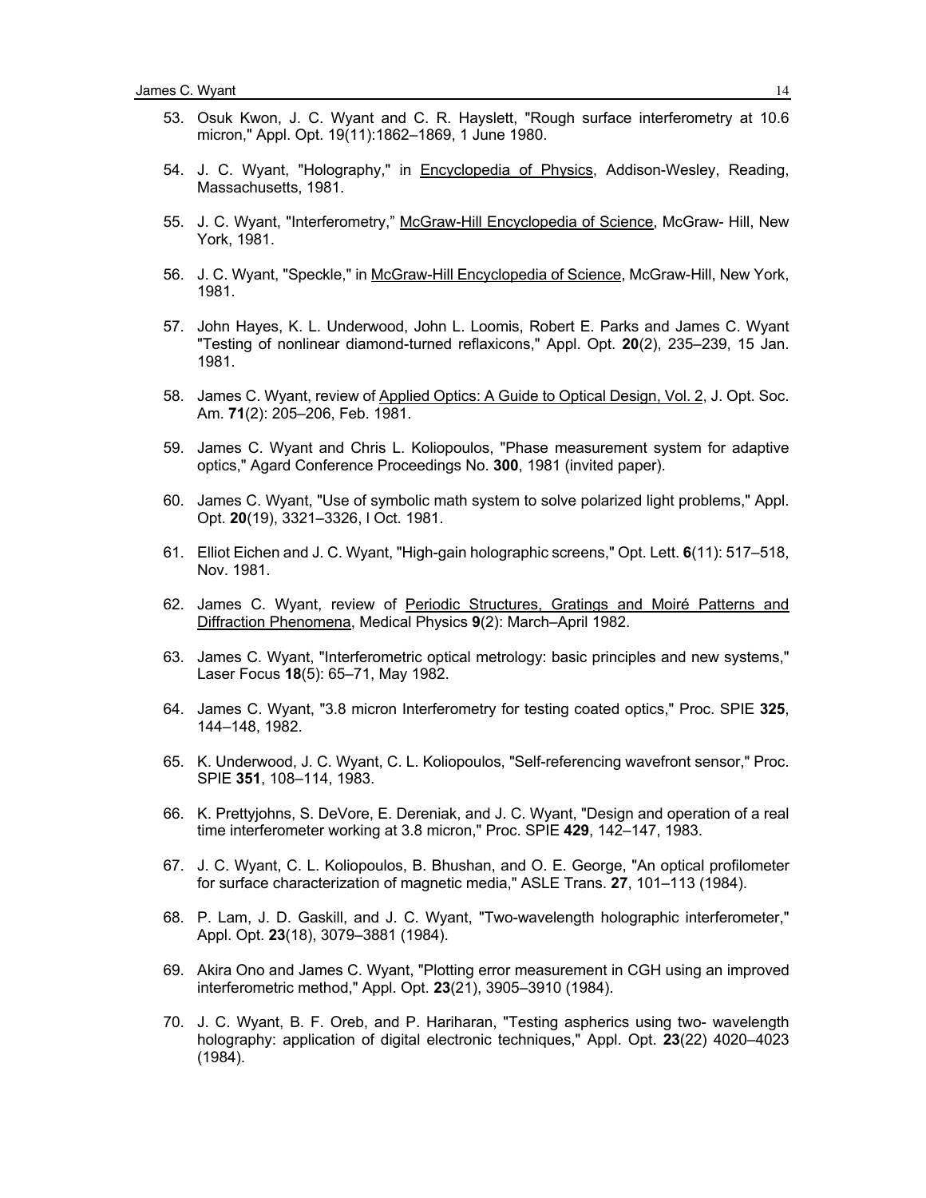53. Osuk Kwon, J. C. Wyant and C. R. Hayslett, "Rough surface interferometry at 10.6 micron," Appl. Opt. 19(11):1862–1869, 1 June 1980.

54. J. C. Wyant, "Holography," in Encyclopedia of Physics, Addison-Wesley, Reading, Massachusetts, 1981.

55. J. C. Wyant, "Interferometry," McGraw-Hill Encyclopedia of Science, McGraw- Hill, New York, 1981.

56. J. C. Wyant, "Speckle," in McGraw-Hill Encyclopedia of Science, McGraw-Hill, New York, 1981.

57. John Hayes, K. L. Underwood, John L. Loomis, Robert E. Parks and James C. Wyant "Testing of nonlinear diamond-turned reflaxicons," Appl. Opt. **20**(2), 235–239, 15 Jan. 1981.

58. James C. Wyant, review of Applied Optics: A Guide to Optical Design, Vol. 2, J. Opt. Soc. Am. **71**(2): 205–206, Feb. 1981.

59. James C. Wyant and Chris L. Koliopoulos, "Phase measurement system for adaptive optics," Agard Conference Proceedings No. **300**, 1981 (invited paper).

60. James C. Wyant, "Use of symbolic math system to solve polarized light problems," Appl. Opt. **20**(19), 3321–3326, I Oct. 1981.

61. Elliot Eichen and J. C. Wyant, "High-gain holographic screens," Opt. Lett. **6**(11): 517–518, Nov. 1981.

62. James C. Wyant, review of Periodic Structures, Gratings and Moiré Patterns and Diffraction Phenomena, Medical Physics **9**(2): March–April 1982.

63. James C. Wyant, "Interferometric optical metrology: basic principles and new systems," Laser Focus **18**(5): 65–71, May 1982.

64. James C. Wyant, "3.8 micron Interferometry for testing coated optics," Proc. SPIE **325**, 144–148, 1982.

65. K. Underwood, J. C. Wyant, C. L. Koliopoulos, "Self-referencing wavefront sensor," Proc. SPIE **351**, 108–114, 1983.

66. K. Prettyjohns, S. DeVore, E. Dereniak, and J. C. Wyant, "Design and operation of a real time interferometer working at 3.8 micron," Proc. SPIE **429**, 142–147, 1983.

67. J. C. Wyant, C. L. Koliopoulos, B. Bhushan, and O. E. George, "An optical profilometer for surface characterization of magnetic media," ASLE Trans. **27**, 101–113 (1984).

68. P. Lam, J. D. Gaskill, and J. C. Wyant, "Two-wavelength holographic interferometer," Appl. Opt. **23**(18), 3079–3881 (1984).

69. Akira Ono and James C. Wyant, "Plotting error measurement in CGH using an improved interferometric method," Appl. Opt. **23**(21), 3905–3910 (1984).

70. J. C. Wyant, B. F. Oreb, and P. Hariharan, "Testing aspherics using two- wavelength holography: application of digital electronic techniques," Appl. Opt. **23**(22) 4020–4023 (1984).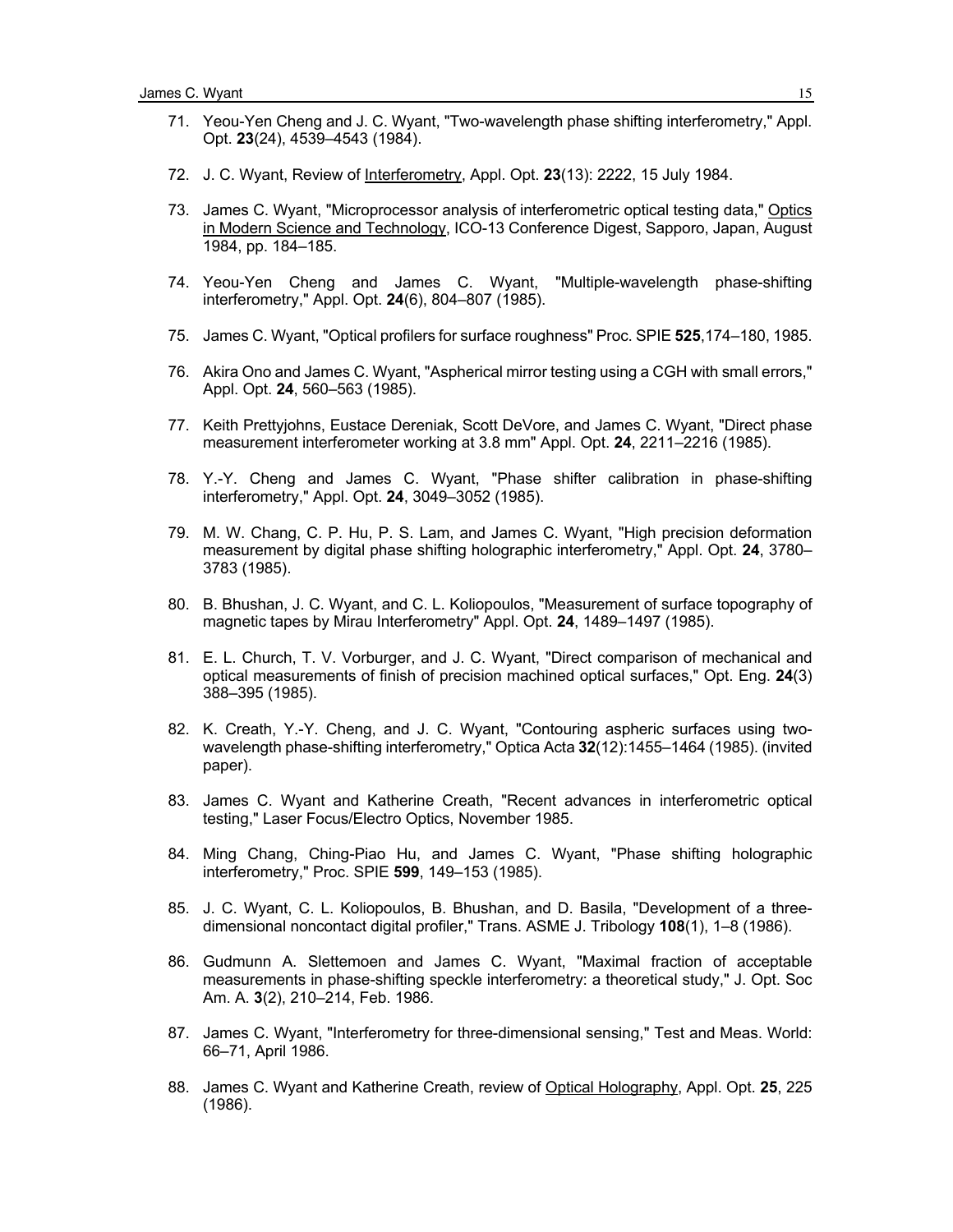71. Yeou-Yen Cheng and J. C. Wyant, "Two-wavelength phase shifting interferometry," Appl. Opt. **23**(24), 4539–4543 (1984).

72. J. C. Wyant, Review of Interferometry, Appl. Opt. **23**(13): 2222, 15 July 1984.

73. James C. Wyant, "Microprocessor analysis of interferometric optical testing data," Optics in Modern Science and Technology, ICO-13 Conference Digest, Sapporo, Japan, August 1984, pp. 184–185.

74. Yeou-Yen Cheng and James C. Wyant, "Multiple-wavelength phase-shifting interferometry," Appl. Opt. **24**(6), 804–807 (1985).

75. James C. Wyant, "Optical profilers for surface roughness" Proc. SPIE **525**,174–180, 1985.

76. Akira Ono and James C. Wyant, "Aspherical mirror testing using a CGH with small errors," Appl. Opt. **24**, 560–563 (1985).

77. Keith Prettyjohns, Eustace Dereniak, Scott DeVore, and James C. Wyant, "Direct phase measurement interferometer working at 3.8 mm" Appl. Opt. **24**, 2211–2216 (1985).

78. Y.-Y. Cheng and James C. Wyant, "Phase shifter calibration in phase-shifting interferometry," Appl. Opt. **24**, 3049–3052 (1985).

79. M. W. Chang, C. P. Hu, P. S. Lam, and James C. Wyant, "High precision deformation measurement by digital phase shifting holographic interferometry," Appl. Opt. **24**, 3780–3783 (1985).

80. B. Bhushan, J. C. Wyant, and C. L. Koliopoulos, "Measurement of surface topography of magnetic tapes by Mirau Interferometry" Appl. Opt. **24**, 1489–1497 (1985).

81. E. L. Church, T. V. Vorburger, and J. C. Wyant, "Direct comparison of mechanical and optical measurements of finish of precision machined optical surfaces," Opt. Eng. **24**(3) 388–395 (1985).

82. K. Creath, Y.-Y. Cheng, and J. C. Wyant, "Contouring aspheric surfaces using two-wavelength phase-shifting interferometry," Optica Acta **32**(12):1455–1464 (1985). (invited paper).

83. James C. Wyant and Katherine Creath, "Recent advances in interferometric optical testing," Laser Focus/Electro Optics, November 1985.

84. Ming Chang, Ching-Piao Hu, and James C. Wyant, "Phase shifting holographic interferometry," Proc. SPIE **599**, 149–153 (1985).

85. J. C. Wyant, C. L. Koliopoulos, B. Bhushan, and D. Basila, "Development of a three-dimensional noncontact digital profiler," Trans. ASME J. Tribology **108**(1), 1–8 (1986).

86. Gudmunn A. Slettemoen and James C. Wyant, "Maximal fraction of acceptable measurements in phase-shifting speckle interferometry: a theoretical study," J. Opt. Soc Am. A. **3**(2), 210–214, Feb. 1986.

87. James C. Wyant, "Interferometry for three-dimensional sensing," Test and Meas. World: 66–71, April 1986.

88. James C. Wyant and Katherine Creath, review of Optical Holography, Appl. Opt. **25**, 225 (1986).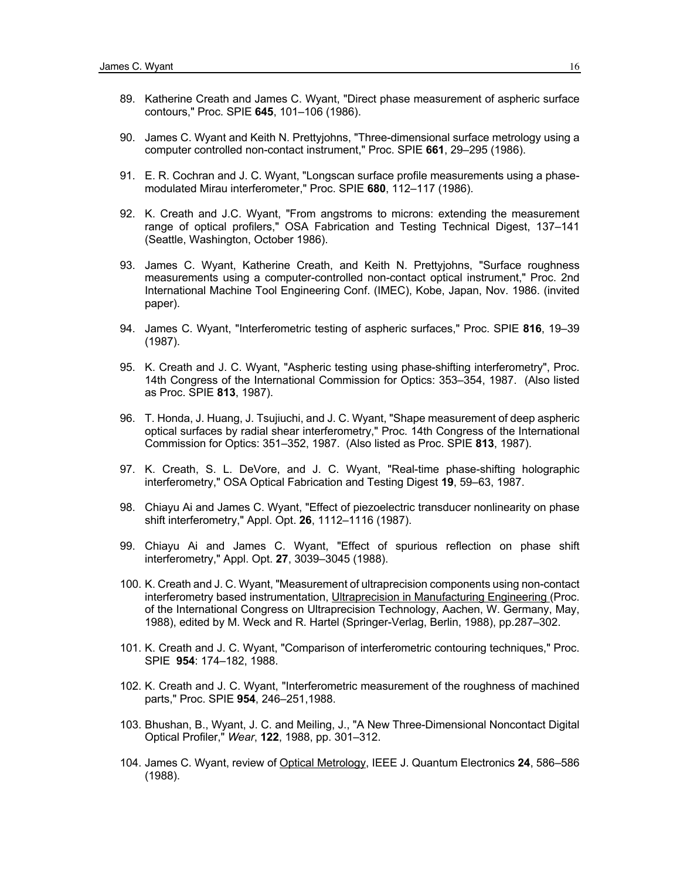89. Katherine Creath and James C. Wyant, "Direct phase measurement of aspheric surface contours," Proc. SPIE **645**, 101–106 (1986).

90. James C. Wyant and Keith N. Prettyjohns, "Three-dimensional surface metrology using a computer controlled non-contact instrument," Proc. SPIE **661**, 29–295 (1986).

91. E. R. Cochran and J. C. Wyant, "Longscan surface profile measurements using a phase-modulated Mirau interferometer," Proc. SPIE **680**, 112–117 (1986).

92. K. Creath and J.C. Wyant, "From angstroms to microns: extending the measurement range of optical profilers," OSA Fabrication and Testing Technical Digest, 137–141 (Seattle, Washington, October 1986).

93. James C. Wyant, Katherine Creath, and Keith N. Prettyjohns, "Surface roughness measurements using a computer-controlled non-contact optical instrument," Proc. 2nd International Machine Tool Engineering Conf. (IMEC), Kobe, Japan, Nov. 1986. (invited paper).

94. James C. Wyant, "Interferometric testing of aspheric surfaces," Proc. SPIE **816**, 19–39 (1987).

95. K. Creath and J. C. Wyant, "Aspheric testing using phase-shifting interferometry", Proc. 14th Congress of the International Commission for Optics: 353–354, 1987. (Also listed as Proc. SPIE **813**, 1987).

96. T. Honda, J. Huang, J. Tsujiuchi, and J. C. Wyant, "Shape measurement of deep aspheric optical surfaces by radial shear interferometry," Proc. 14th Congress of the International Commission for Optics: 351–352, 1987. (Also listed as Proc. SPIE **813**, 1987).

97. K. Creath, S. L. DeVore, and J. C. Wyant, "Real-time phase-shifting holographic interferometry," OSA Optical Fabrication and Testing Digest **19**, 59–63, 1987.

98. Chiayu Ai and James C. Wyant, "Effect of piezoelectric transducer nonlinearity on phase shift interferometry," Appl. Opt. **26**, 1112–1116 (1987).

99. Chiayu Ai and James C. Wyant, "Effect of spurious reflection on phase shift interferometry," Appl. Opt. **27**, 3039–3045 (1988).

100. K. Creath and J. C. Wyant, "Measurement of ultraprecision components using non-contact interferometry based instrumentation, Ultraprecision in Manufacturing Engineering (Proc. of the International Congress on Ultraprecision Technology, Aachen, W. Germany, May, 1988), edited by M. Weck and R. Hartel (Springer-Verlag, Berlin, 1988), pp.287–302.

101. K. Creath and J. C. Wyant, "Comparison of interferometric contouring techniques," Proc. SPIE **954**: 174–182, 1988.

102. K. Creath and J. C. Wyant, "Interferometric measurement of the roughness of machined parts," Proc. SPIE **954**, 246–251,1988.

103. Bhushan, B., Wyant, J. C. and Meiling, J., "A New Three-Dimensional Noncontact Digital Optical Profiler," *Wear*, **122**, 1988, pp. 301–312.

104. James C. Wyant, review of Optical Metrology, IEEE J. Quantum Electronics **24**, 586–586 (1988).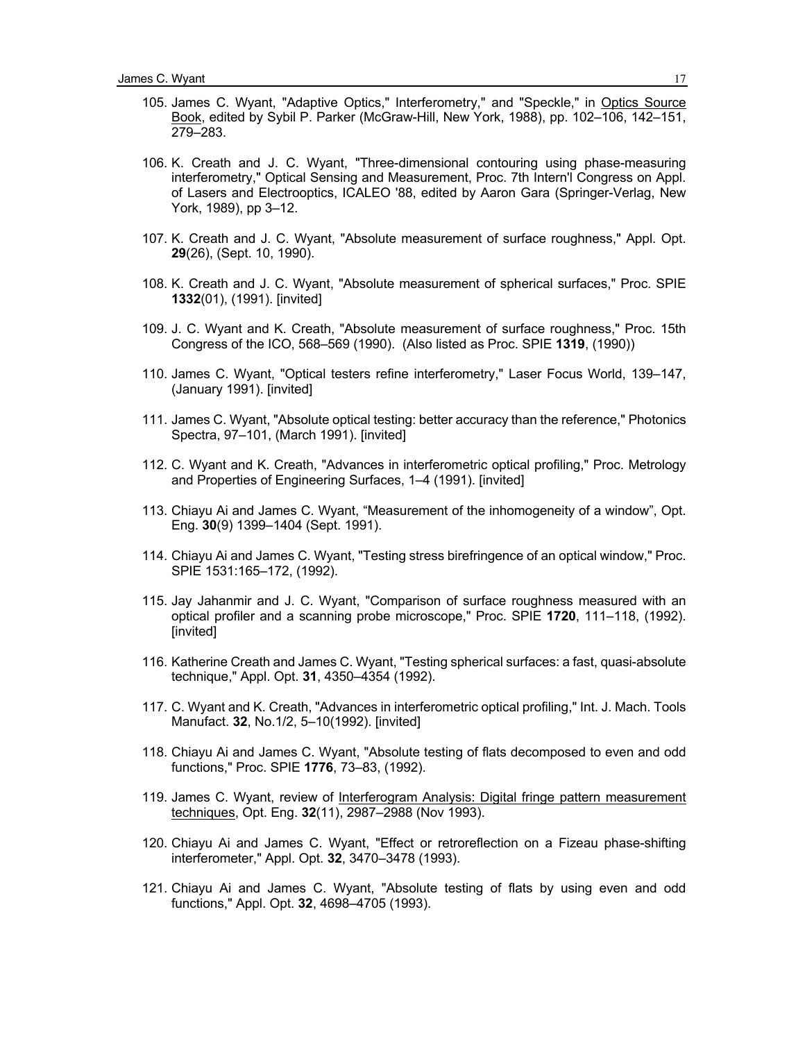105. James C. Wyant, "Adaptive Optics," Interferometry," and "Speckle," in Optics Source Book, edited by Sybil P. Parker (McGraw-Hill, New York, 1988), pp. 102–106, 142–151, 279–283.

106. K. Creath and J. C. Wyant, "Three-dimensional contouring using phase-measuring interferometry," Optical Sensing and Measurement, Proc. 7th Intern'l Congress on Appl. of Lasers and Electrooptics, ICALEO '88, edited by Aaron Gara (Springer-Verlag, New York, 1989), pp 3–12.

107. K. Creath and J. C. Wyant, "Absolute measurement of surface roughness," Appl. Opt. **29**(26), (Sept. 10, 1990).

108. K. Creath and J. C. Wyant, "Absolute measurement of spherical surfaces," Proc. SPIE **1332**(01), (1991). [invited]

109. J. C. Wyant and K. Creath, "Absolute measurement of surface roughness," Proc. 15th Congress of the ICO, 568–569 (1990). (Also listed as Proc. SPIE **1319**, (1990))

110. James C. Wyant, "Optical testers refine interferometry," Laser Focus World, 139–147, (January 1991). [invited]

111. James C. Wyant, "Absolute optical testing: better accuracy than the reference," Photonics Spectra, 97–101, (March 1991). [invited]

112. C. Wyant and K. Creath, "Advances in interferometric optical profiling," Proc. Metrology and Properties of Engineering Surfaces, 1–4 (1991). [invited]

113. Chiayu Ai and James C. Wyant, "Measurement of the inhomogeneity of a window", Opt. Eng. **30**(9) 1399–1404 (Sept. 1991).

114. Chiayu Ai and James C. Wyant, "Testing stress birefringence of an optical window," Proc. SPIE 1531:165–172, (1992).

115. Jay Jahanmir and J. C. Wyant, "Comparison of surface roughness measured with an optical profiler and a scanning probe microscope," Proc. SPIE **1720**, 111–118, (1992). [invited]

116. Katherine Creath and James C. Wyant, "Testing spherical surfaces: a fast, quasi-absolute technique," Appl. Opt. **31**, 4350–4354 (1992).

117. C. Wyant and K. Creath, "Advances in interferometric optical profiling," Int. J. Mach. Tools Manufact. **32**, No.1/2, 5–10(1992). [invited]

118. Chiayu Ai and James C. Wyant, "Absolute testing of flats decomposed to even and odd functions," Proc. SPIE **1776**, 73–83, (1992).

119. James C. Wyant, review of Interferogram Analysis: Digital fringe pattern measurement techniques, Opt. Eng. **32**(11), 2987–2988 (Nov 1993).

120. Chiayu Ai and James C. Wyant, "Effect or retroreflection on a Fizeau phase-shifting interferometer," Appl. Opt. **32**, 3470–3478 (1993).

121. Chiayu Ai and James C. Wyant, "Absolute testing of flats by using even and odd functions," Appl. Opt. **32**, 4698–4705 (1993).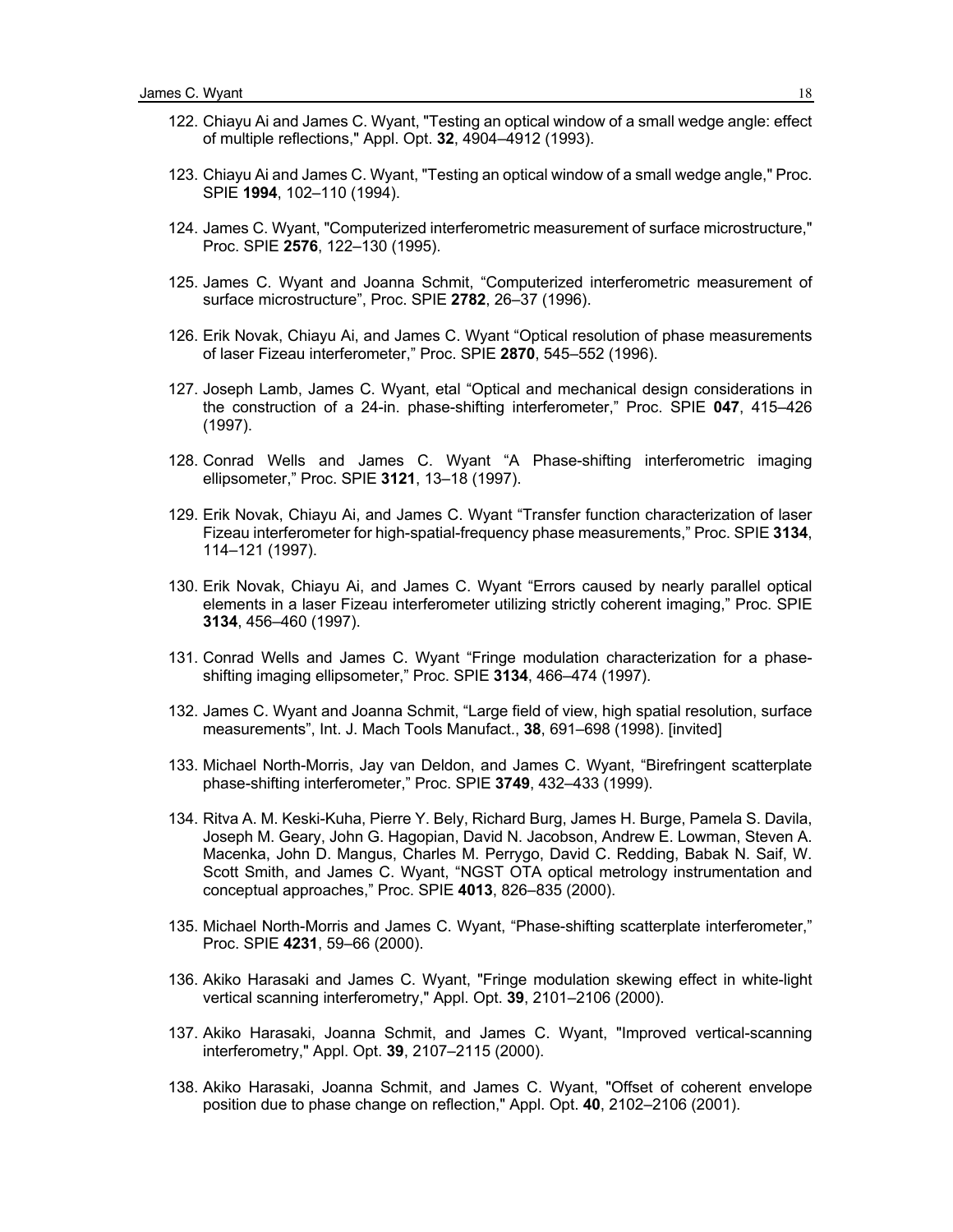122. Chiayu Ai and James C. Wyant, "Testing an optical window of a small wedge angle: effect of multiple reflections," Appl. Opt. **32**, 4904–4912 (1993).

123. Chiayu Ai and James C. Wyant, "Testing an optical window of a small wedge angle," Proc. SPIE **1994**, 102–110 (1994).

124. James C. Wyant, "Computerized interferometric measurement of surface microstructure," Proc. SPIE **2576**, 122–130 (1995).

125. James C. Wyant and Joanna Schmit, "Computerized interferometric measurement of surface microstructure", Proc. SPIE **2782**, 26–37 (1996).

126. Erik Novak, Chiayu Ai, and James C. Wyant "Optical resolution of phase measurements of laser Fizeau interferometer," Proc. SPIE **2870**, 545–552 (1996).

127. Joseph Lamb, James C. Wyant, etal "Optical and mechanical design considerations in the construction of a 24-in. phase-shifting interferometer," Proc. SPIE **047**, 415–426 (1997).

128. Conrad Wells and James C. Wyant "A Phase-shifting interferometric imaging ellipsometer," Proc. SPIE **3121**, 13–18 (1997).

129. Erik Novak, Chiayu Ai, and James C. Wyant "Transfer function characterization of laser Fizeau interferometer for high-spatial-frequency phase measurements," Proc. SPIE **3134**, 114–121 (1997).

130. Erik Novak, Chiayu Ai, and James C. Wyant "Errors caused by nearly parallel optical elements in a laser Fizeau interferometer utilizing strictly coherent imaging," Proc. SPIE **3134**, 456–460 (1997).

131. Conrad Wells and James C. Wyant "Fringe modulation characterization for a phase-shifting imaging ellipsometer," Proc. SPIE **3134**, 466–474 (1997).

132. James C. Wyant and Joanna Schmit, "Large field of view, high spatial resolution, surface measurements", Int. J. Mach Tools Manufact., **38**, 691–698 (1998). [invited]

133. Michael North-Morris, Jay van Deldon, and James C. Wyant, "Birefringent scatterplate phase-shifting interferometer," Proc. SPIE **3749**, 432–433 (1999).

134. Ritva A. M. Keski-Kuha, Pierre Y. Bely, Richard Burg, James H. Burge, Pamela S. Davila, Joseph M. Geary, John G. Hagopian, David N. Jacobson, Andrew E. Lowman, Steven A. Macenka, John D. Mangus, Charles M. Perrygo, David C. Redding, Babak N. Saif, W. Scott Smith, and James C. Wyant, "NGST OTA optical metrology instrumentation and conceptual approaches," Proc. SPIE **4013**, 826–835 (2000).

135. Michael North-Morris and James C. Wyant, "Phase-shifting scatterplate interferometer," Proc. SPIE **4231**, 59–66 (2000).

136. Akiko Harasaki and James C. Wyant, "Fringe modulation skewing effect in white-light vertical scanning interferometry," Appl. Opt. **39**, 2101–2106 (2000).

137. Akiko Harasaki, Joanna Schmit, and James C. Wyant, "Improved vertical-scanning interferometry," Appl. Opt. **39**, 2107–2115 (2000).

138. Akiko Harasaki, Joanna Schmit, and James C. Wyant, "Offset of coherent envelope position due to phase change on reflection," Appl. Opt. **40**, 2102–2106 (2001).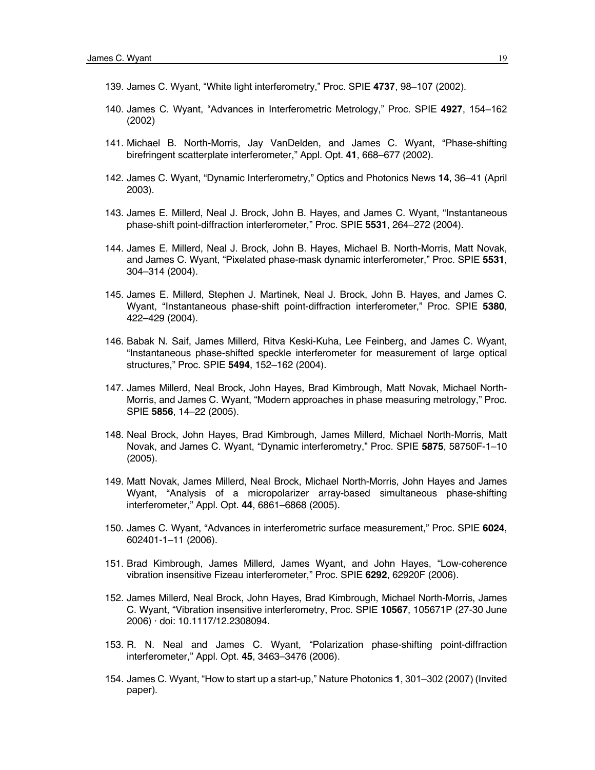139. James C. Wyant, “White light interferometry,” Proc. SPIE **4737**, 98–107 (2002).

140. James C. Wyant, “Advances in Interferometric Metrology,” Proc. SPIE **4927**, 154–162 (2002)

141. Michael B. North-Morris, Jay VanDelden, and James C. Wyant, “Phase-shifting birefringent scatterplate interferometer,” Appl. Opt. **41**, 668–677 (2002).

142. James C. Wyant, “Dynamic Interferometry,” Optics and Photonics News **14**, 36–41 (April 2003).

143. James E. Millerd, Neal J. Brock, John B. Hayes, and James C. Wyant, “Instantaneous phase-shift point-diffraction interferometer,” Proc. SPIE **5531**, 264–272 (2004).

144. James E. Millerd, Neal J. Brock, John B. Hayes, Michael B. North-Morris, Matt Novak, and James C. Wyant, “Pixelated phase-mask dynamic interferometer,” Proc. SPIE **5531**, 304–314 (2004).

145. James E. Millerd, Stephen J. Martinek, Neal J. Brock, John B. Hayes, and James C. Wyant, “Instantaneous phase-shift point-diffraction interferometer,” Proc. SPIE **5380**, 422–429 (2004).

146. Babak N. Saif, James Millerd, Ritva Keski-Kuha, Lee Feinberg, and James C. Wyant, “Instantaneous phase-shifted speckle interferometer for measurement of large optical structures,” Proc. SPIE **5494**, 152–162 (2004).

147. James Millerd, Neal Brock, John Hayes, Brad Kimbrough, Matt Novak, Michael North-Morris, and James C. Wyant, “Modern approaches in phase measuring metrology,” Proc. SPIE **5856**, 14–22 (2005).

148. Neal Brock, John Hayes, Brad Kimbrough, James Millerd, Michael North-Morris, Matt Novak, and James C. Wyant, “Dynamic interferometry,” Proc. SPIE **5875**, 58750F-1–10 (2005).

149. Matt Novak, James Millerd, Neal Brock, Michael North-Morris, John Hayes and James Wyant, “Analysis of a micropolarizer array-based simultaneous phase-shifting interferometer,” Appl. Opt. **44**, 6861–6868 (2005).

150. James C. Wyant, “Advances in interferometric surface measurement,” Proc. SPIE **6024**, 602401-1–11 (2006).

151. Brad Kimbrough, James Millerd, James Wyant, and John Hayes, “Low-coherence vibration insensitive Fizeau interferometer,” Proc. SPIE **6292**, 62920F (2006).

152. James Millerd, Neal Brock, John Hayes, Brad Kimbrough, Michael North-Morris, James C. Wyant, “Vibration insensitive interferometry, Proc. SPIE **10567**, 105671P (27-30 June 2006) · doi: 10.1117/12.2308094.

153. R. N. Neal and James C. Wyant, “Polarization phase-shifting point-diffraction interferometer,” Appl. Opt. **45**, 3463–3476 (2006).

154. James C. Wyant, “How to start up a start-up,” Nature Photonics **1**, 301–302 (2007) (Invited paper).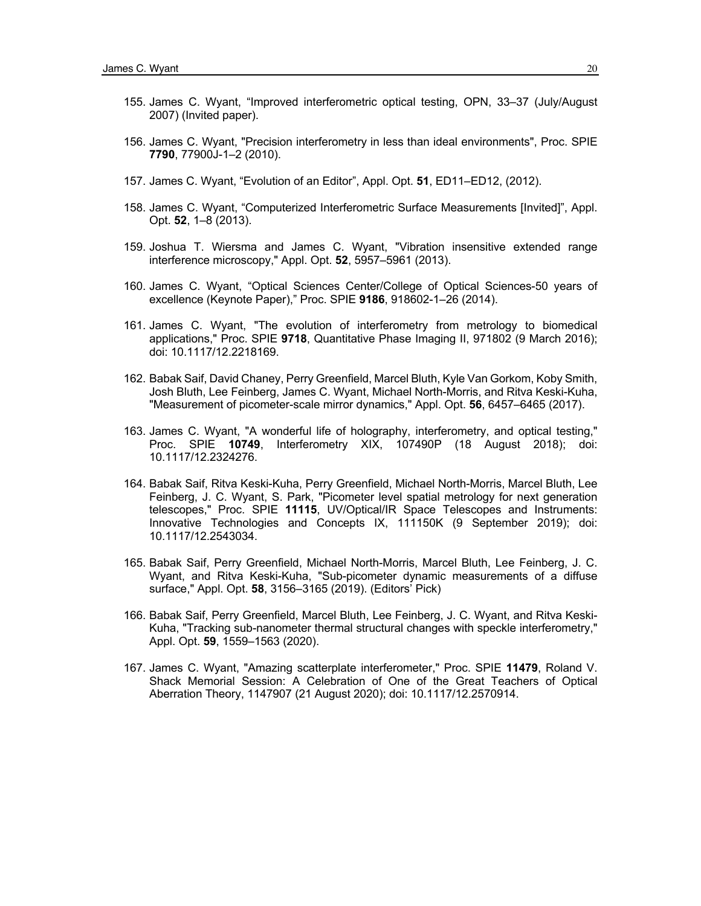155. James C. Wyant, “Improved interferometric optical testing, OPN, 33–37 (July/August 2007) (Invited paper).

156. James C. Wyant, "Precision interferometry in less than ideal environments", Proc. SPIE **7790**, 77900J-1–2 (2010).

157. James C. Wyant, “Evolution of an Editor”, Appl. Opt. **51**, ED11–ED12, (2012).

158. James C. Wyant, “Computerized Interferometric Surface Measurements [Invited]”, Appl. Opt. **52**, 1–8 (2013).

159. Joshua T. Wiersma and James C. Wyant, "Vibration insensitive extended range interference microscopy," Appl. Opt. **52**, 5957–5961 (2013).

160. James C. Wyant, “Optical Sciences Center/College of Optical Sciences-50 years of excellence (Keynote Paper),” Proc. SPIE **9186**, 918602-1–26 (2014).

161. James C. Wyant, "The evolution of interferometry from metrology to biomedical applications," Proc. SPIE **9718**, Quantitative Phase Imaging II, 971802 (9 March 2016); doi: 10.1117/12.2218169.

162. Babak Saif, David Chaney, Perry Greenfield, Marcel Bluth, Kyle Van Gorkom, Koby Smith, Josh Bluth, Lee Feinberg, James C. Wyant, Michael North-Morris, and Ritva Keski-Kuha, "Measurement of picometer-scale mirror dynamics," Appl. Opt. **56**, 6457–6465 (2017).

163. James C. Wyant, "A wonderful life of holography, interferometry, and optical testing," Proc. SPIE **10749**, Interferometry XIX, 107490P (18 August 2018); doi: 10.1117/12.2324276.

164. Babak Saif, Ritva Keski-Kuha, Perry Greenfield, Michael North-Morris, Marcel Bluth, Lee Feinberg, J. C. Wyant, S. Park, "Picometer level spatial metrology for next generation telescopes," Proc. SPIE **11115**, UV/Optical/IR Space Telescopes and Instruments: Innovative Technologies and Concepts IX, 111150K (9 September 2019); doi: 10.1117/12.2543034.

165. Babak Saif, Perry Greenfield, Michael North-Morris, Marcel Bluth, Lee Feinberg, J. C. Wyant, and Ritva Keski-Kuha, "Sub-picometer dynamic measurements of a diffuse surface," Appl. Opt. **58**, 3156–3165 (2019). (Editors’ Pick)

166. Babak Saif, Perry Greenfield, Marcel Bluth, Lee Feinberg, J. C. Wyant, and Ritva Keski-Kuha, "Tracking sub-nanometer thermal structural changes with speckle interferometry," Appl. Opt. **59**, 1559–1563 (2020).

167. James C. Wyant, "Amazing scatterplate interferometer," Proc. SPIE **11479**, Roland V. Shack Memorial Session: A Celebration of One of the Great Teachers of Optical Aberration Theory, 1147907 (21 August 2020); doi: 10.1117/12.2570914.